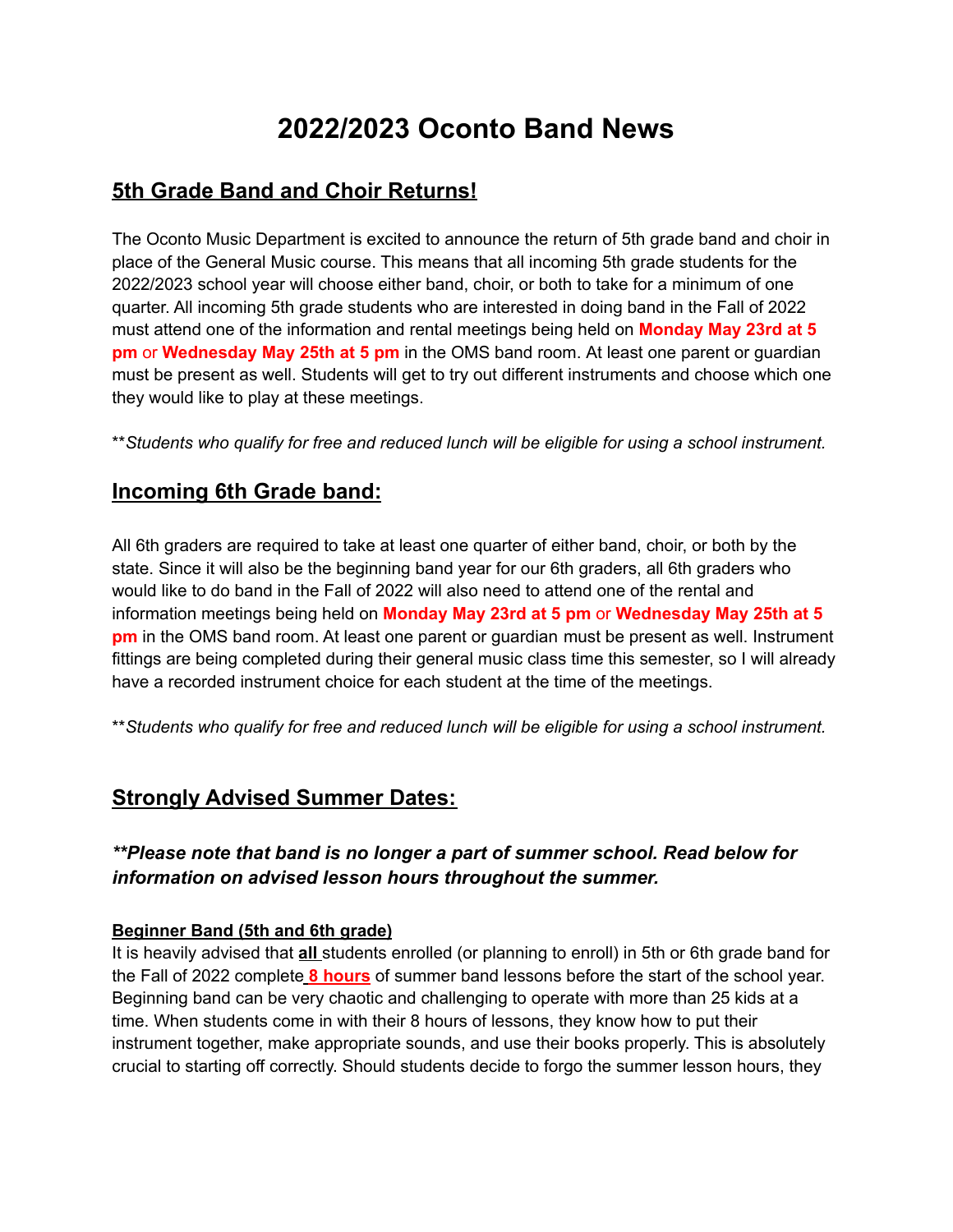# 2022/2023 Oconto Band News

## 5th Grade Band and Choir Returns!

The Oconto Music Department is excited to announce the return of 5th grade band and choir in place of the General Music course. This means that all incoming 5th grade students for the 2022/2023 school year will choose either band, choir, or both to take for a minimum of one quarter. All incoming 5th grade students who are interested in doing band in the Fall of 2022 must attend one of the information and rental meetings being held on **Monday May 23rd at 5 pm** or **Wednesday May 25th at 5 pm** in the OMS band room. At least one parent or guardian must be present as well. Students will get to try out different instruments and choose which one they would like to play at these meetings.

\*\**Students who qualify for free and reduced lunch will be eligible for using a school instrument.*

## Incoming 6th Grade band:

All 6th graders are required to take at least one quarter of either band, choir, or both by the state. Since it will also be the beginning band year for our 6th graders, all 6th graders who would like to do band in the Fall of 2022 will also need to attend one of the rental and information meetings being held on **Monday May 23rd at 5 pm** or **Wednesday May 25th at 5 pm** in the OMS band room. At least one parent or guardian must be present as well. Instrument fittings are being completed during their general music class time this semester, so I will already have a recorded instrument choice for each student at the time of the meetings.

\*\**Students who qualify for free and reduced lunch will be eligible for using a school instrument.*

## Strongly Advised Summer Dates:

### ***\*\*Please note that band is no longer a part of summer school. Read below for information on advised lesson hours throughout the summer.***

**Beginner Band (5th and 6th grade)**

It is heavily advised that **all** students enrolled (or planning to enroll) in 5th or 6th grade band for the Fall of 2022 complete **8 hours** of summer band lessons before the start of the school year. Beginning band can be very chaotic and challenging to operate with more than 25 kids at a time. When students come in with their 8 hours of lessons, they know how to put their instrument together, make appropriate sounds, and use their books properly. This is absolutely crucial to starting off correctly. Should students decide to forgo the summer lesson hours, they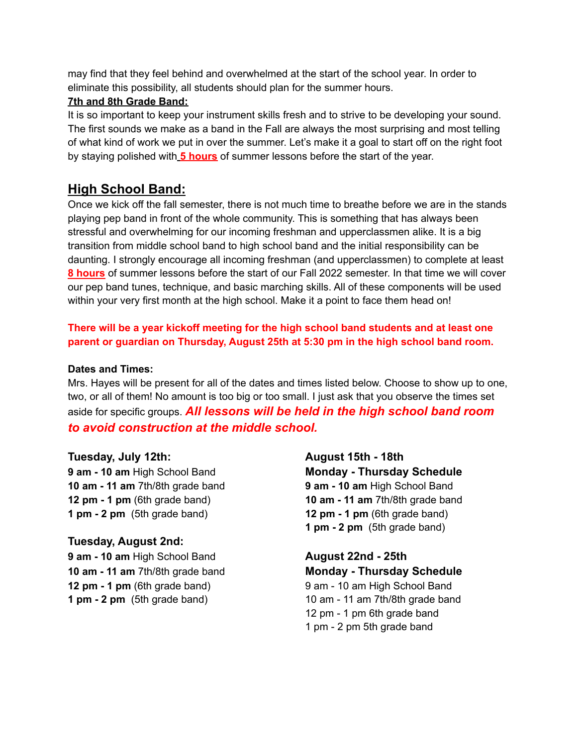may find that they feel behind and overwhelmed at the start of the school year. In order to eliminate this possibility, all students should plan for the summer hours.

**7th and 8th Grade Band:**

It is so important to keep your instrument skills fresh and to strive to be developing your sound. The first sounds we make as a band in the Fall are always the most surprising and most telling of what kind of work we put in over the summer. Let's make it a goal to start off on the right foot by staying polished with **5 hours** of summer lessons before the start of the year.

## High School Band:

Once we kick off the fall semester, there is not much time to breathe before we are in the stands playing pep band in front of the whole community. This is something that has always been stressful and overwhelming for our incoming freshman and upperclassmen alike. It is a big transition from middle school band to high school band and the initial responsibility can be daunting. I strongly encourage all incoming freshman (and upperclassmen) to complete at least **8 hours** of summer lessons before the start of our Fall 2022 semester. In that time we will cover our pep band tunes, technique, and basic marching skills. All of these components will be used within your very first month at the high school. Make it a point to face them head on!

**There will be a year kickoff meeting for the high school band students and at least one parent or guardian on Thursday, August 25th at 5:30 pm in the high school band room.**

**Dates and Times:**

Mrs. Hayes will be present for all of the dates and times listed below. Choose to show up to one, two, or all of them! No amount is too big or too small. I just ask that you observe the times set aside for specific groups. ***All lessons will be held in the high school band room to avoid construction at the middle school.***

**Tuesday, July 12th:**

**9 am - 10 am** High School Band
**10 am - 11 am** 7th/8th grade band
**12 pm - 1 pm** (6th grade band)
**1 pm - 2 pm** (5th grade band)

**Tuesday, August 2nd:**

**9 am - 10 am** High School Band
**10 am - 11 am** 7th/8th grade band
**12 pm - 1 pm** (6th grade band)
**1 pm - 2 pm** (5th grade band)

**August 15th - 18th**
**Monday - Thursday Schedule**

**9 am - 10 am** High School Band
**10 am - 11 am** 7th/8th grade band
**12 pm - 1 pm** (6th grade band)
**1 pm - 2 pm** (5th grade band)

**August 22nd - 25th**
**Monday - Thursday Schedule**

9 am - 10 am High School Band
10 am - 11 am 7th/8th grade band
12 pm - 1 pm 6th grade band
1 pm - 2 pm 5th grade band